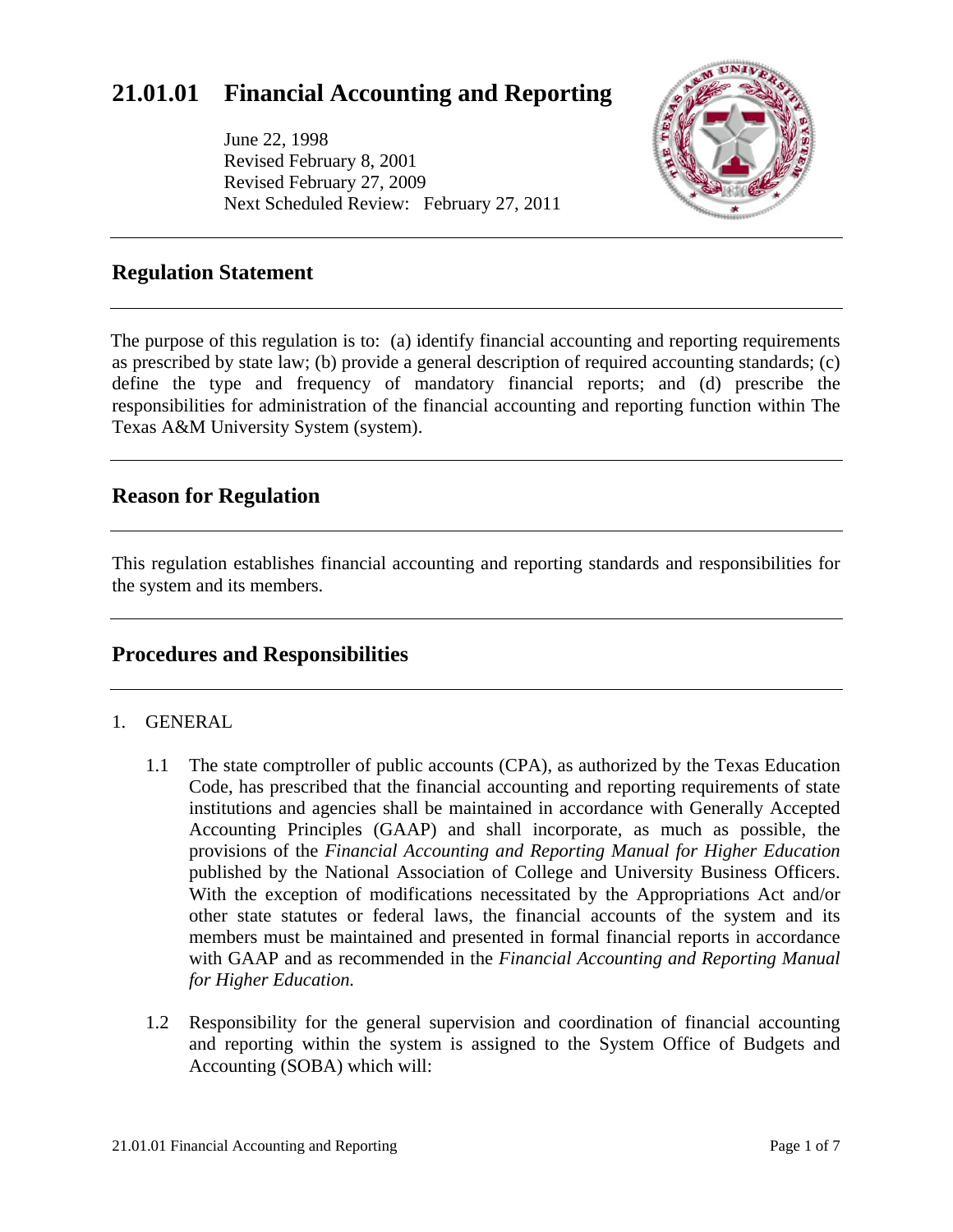# 21.01.01 Financial Accounting and Reporting

June 22, 1998
Revised February 8, 2001
Revised February 27, 2009
Next Scheduled Review: February 27, 2011

## Regulation Statement

The purpose of this regulation is to: (a) identify financial accounting and reporting requirements as prescribed by state law; (b) provide a general description of required accounting standards; (c) define the type and frequency of mandatory financial reports; and (d) prescribe the responsibilities for administration of the financial accounting and reporting function within The Texas A&M University System (system).

## Reason for Regulation

This regulation establishes financial accounting and reporting standards and responsibilities for the system and its members.

## Procedures and Responsibilities

1. GENERAL

   1.1 The state comptroller of public accounts (CPA), as authorized by the Texas Education Code, has prescribed that the financial accounting and reporting requirements of state institutions and agencies shall be maintained in accordance with Generally Accepted Accounting Principles (GAAP) and shall incorporate, as much as possible, the provisions of the *Financial Accounting and Reporting Manual for Higher Education* published by the National Association of College and University Business Officers. With the exception of modifications necessitated by the Appropriations Act and/or other state statutes or federal laws, the financial accounts of the system and its members must be maintained and presented in formal financial reports in accordance with GAAP and as recommended in the *Financial Accounting and Reporting Manual for Higher Education.*

   1.2 Responsibility for the general supervision and coordination of financial accounting and reporting within the system is assigned to the System Office of Budgets and Accounting (SOBA) which will: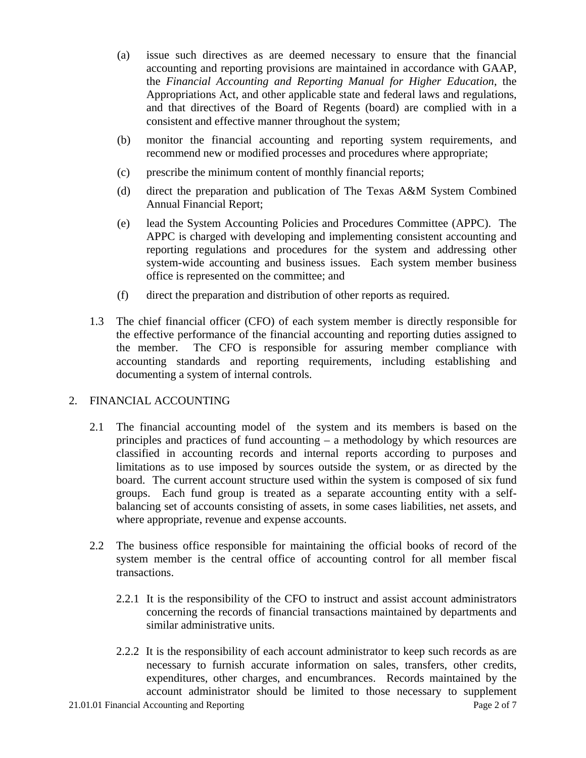(a) issue such directives as are deemed necessary to ensure that the financial accounting and reporting provisions are maintained in accordance with GAAP, the *Financial Accounting and Reporting Manual for Higher Education*, the Appropriations Act, and other applicable state and federal laws and regulations, and that directives of the Board of Regents (board) are complied with in a consistent and effective manner throughout the system;

(b) monitor the financial accounting and reporting system requirements, and recommend new or modified processes and procedures where appropriate;

(c) prescribe the minimum content of monthly financial reports;

(d) direct the preparation and publication of The Texas A&M System Combined Annual Financial Report;

(e) lead the System Accounting Policies and Procedures Committee (APPC). The APPC is charged with developing and implementing consistent accounting and reporting regulations and procedures for the system and addressing other system-wide accounting and business issues. Each system member business office is represented on the committee; and

(f) direct the preparation and distribution of other reports as required.

1.3 The chief financial officer (CFO) of each system member is directly responsible for the effective performance of the financial accounting and reporting duties assigned to the member. The CFO is responsible for assuring member compliance with accounting standards and reporting requirements, including establishing and documenting a system of internal controls.

## 2. FINANCIAL ACCOUNTING

2.1 The financial accounting model of the system and its members is based on the principles and practices of fund accounting – a methodology by which resources are classified in accounting records and internal reports according to purposes and limitations as to use imposed by sources outside the system, or as directed by the board. The current account structure used within the system is composed of six fund groups. Each fund group is treated as a separate accounting entity with a self-balancing set of accounts consisting of assets, in some cases liabilities, net assets, and where appropriate, revenue and expense accounts.

2.2 The business office responsible for maintaining the official books of record of the system member is the central office of accounting control for all member fiscal transactions.

2.2.1 It is the responsibility of the CFO to instruct and assist account administrators concerning the records of financial transactions maintained by departments and similar administrative units.

2.2.2 It is the responsibility of each account administrator to keep such records as are necessary to furnish accurate information on sales, transfers, other credits, expenditures, other charges, and encumbrances. Records maintained by the account administrator should be limited to those necessary to supplement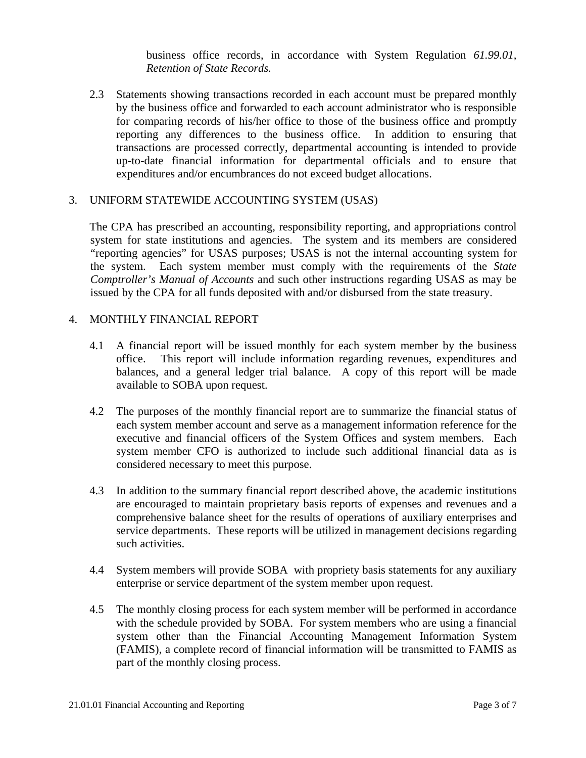business office records, in accordance with System Regulation *61.99.01, Retention of State Records.*

2.3 Statements showing transactions recorded in each account must be prepared monthly by the business office and forwarded to each account administrator who is responsible for comparing records of his/her office to those of the business office and promptly reporting any differences to the business office. In addition to ensuring that transactions are processed correctly, departmental accounting is intended to provide up-to-date financial information for departmental officials and to ensure that expenditures and/or encumbrances do not exceed budget allocations.

## 3. UNIFORM STATEWIDE ACCOUNTING SYSTEM (USAS)

The CPA has prescribed an accounting, responsibility reporting, and appropriations control system for state institutions and agencies. The system and its members are considered "reporting agencies" for USAS purposes; USAS is not the internal accounting system for the system. Each system member must comply with the requirements of the *State Comptroller's Manual of Accounts* and such other instructions regarding USAS as may be issued by the CPA for all funds deposited with and/or disbursed from the state treasury.

## 4. MONTHLY FINANCIAL REPORT

4.1 A financial report will be issued monthly for each system member by the business office. This report will include information regarding revenues, expenditures and balances, and a general ledger trial balance. A copy of this report will be made available to SOBA upon request.

4.2 The purposes of the monthly financial report are to summarize the financial status of each system member account and serve as a management information reference for the executive and financial officers of the System Offices and system members. Each system member CFO is authorized to include such additional financial data as is considered necessary to meet this purpose.

4.3 In addition to the summary financial report described above, the academic institutions are encouraged to maintain proprietary basis reports of expenses and revenues and a comprehensive balance sheet for the results of operations of auxiliary enterprises and service departments. These reports will be utilized in management decisions regarding such activities.

4.4 System members will provide SOBA with propriety basis statements for any auxiliary enterprise or service department of the system member upon request.

4.5 The monthly closing process for each system member will be performed in accordance with the schedule provided by SOBA. For system members who are using a financial system other than the Financial Accounting Management Information System (FAMIS), a complete record of financial information will be transmitted to FAMIS as part of the monthly closing process.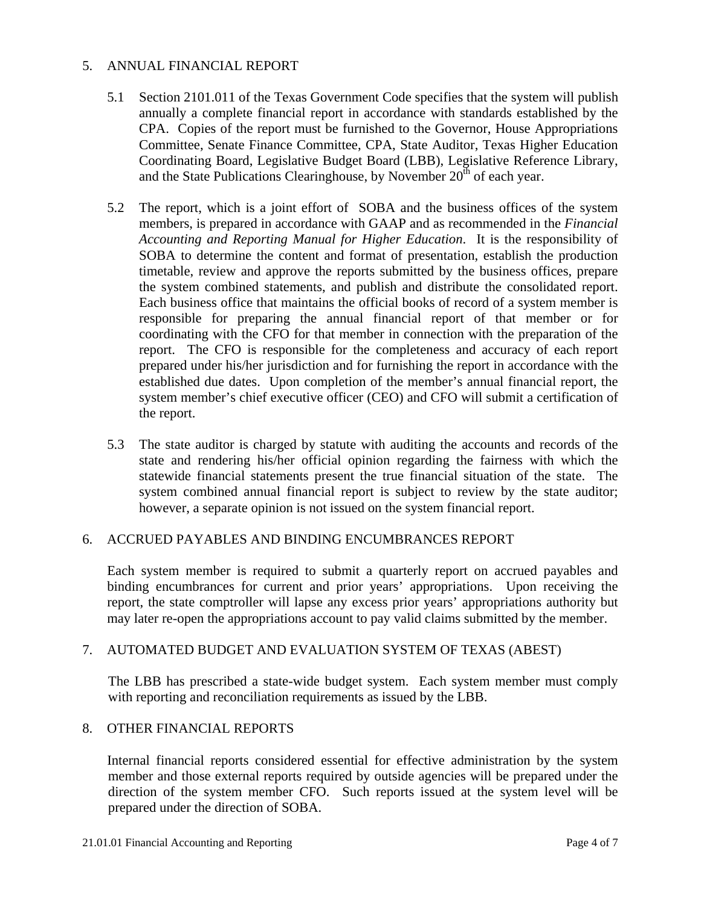## 5. ANNUAL FINANCIAL REPORT

5.1 Section 2101.011 of the Texas Government Code specifies that the system will publish annually a complete financial report in accordance with standards established by the CPA. Copies of the report must be furnished to the Governor, House Appropriations Committee, Senate Finance Committee, CPA, State Auditor, Texas Higher Education Coordinating Board, Legislative Budget Board (LBB), Legislative Reference Library, and the State Publications Clearinghouse, by November 20th of each year.

5.2 The report, which is a joint effort of SOBA and the business offices of the system members, is prepared in accordance with GAAP and as recommended in the *Financial Accounting and Reporting Manual for Higher Education*. It is the responsibility of SOBA to determine the content and format of presentation, establish the production timetable, review and approve the reports submitted by the business offices, prepare the system combined statements, and publish and distribute the consolidated report. Each business office that maintains the official books of record of a system member is responsible for preparing the annual financial report of that member or for coordinating with the CFO for that member in connection with the preparation of the report. The CFO is responsible for the completeness and accuracy of each report prepared under his/her jurisdiction and for furnishing the report in accordance with the established due dates. Upon completion of the member's annual financial report, the system member's chief executive officer (CEO) and CFO will submit a certification of the report.

5.3 The state auditor is charged by statute with auditing the accounts and records of the state and rendering his/her official opinion regarding the fairness with which the statewide financial statements present the true financial situation of the state. The system combined annual financial report is subject to review by the state auditor; however, a separate opinion is not issued on the system financial report.

## 6. ACCRUED PAYABLES AND BINDING ENCUMBRANCES REPORT

Each system member is required to submit a quarterly report on accrued payables and binding encumbrances for current and prior years' appropriations. Upon receiving the report, the state comptroller will lapse any excess prior years' appropriations authority but may later re-open the appropriations account to pay valid claims submitted by the member.

## 7. AUTOMATED BUDGET AND EVALUATION SYSTEM OF TEXAS (ABEST)

The LBB has prescribed a state-wide budget system. Each system member must comply with reporting and reconciliation requirements as issued by the LBB.

## 8. OTHER FINANCIAL REPORTS

Internal financial reports considered essential for effective administration by the system member and those external reports required by outside agencies will be prepared under the direction of the system member CFO. Such reports issued at the system level will be prepared under the direction of SOBA.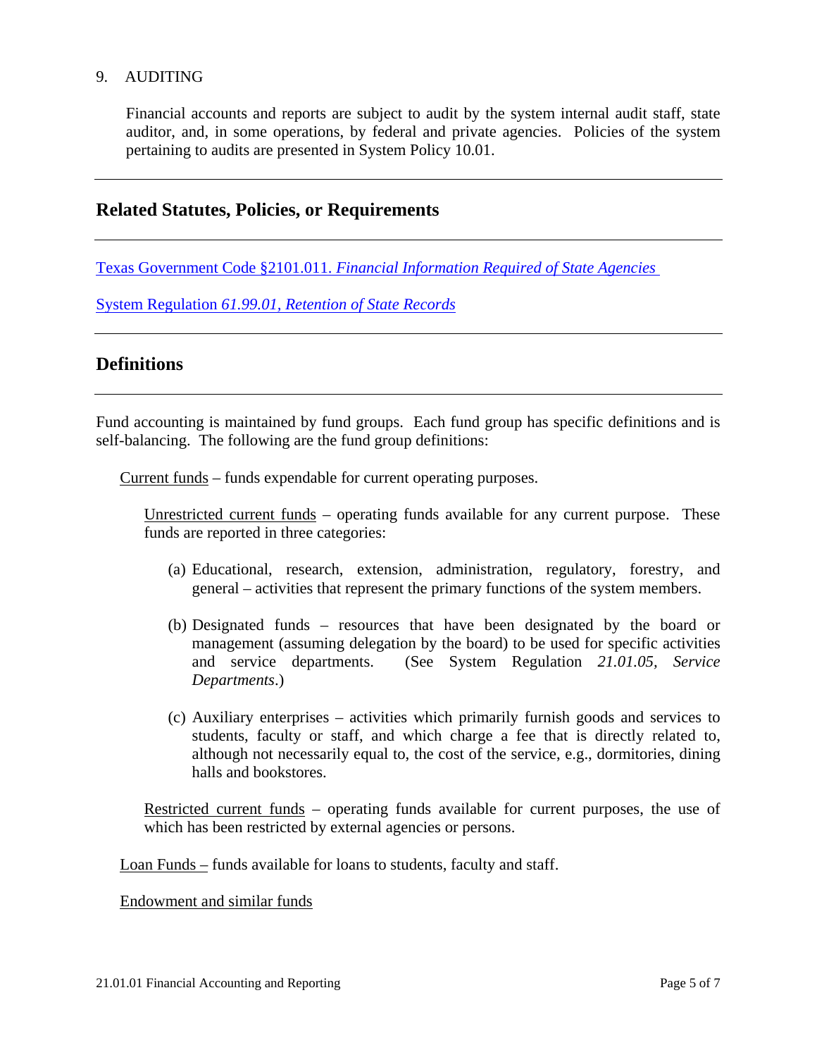9. AUDITING

Financial accounts and reports are subject to audit by the system internal audit staff, state auditor, and, in some operations, by federal and private agencies. Policies of the system pertaining to audits are presented in System Policy 10.01.

---

## Related Statutes, Policies, or Requirements

---

Texas Government Code §2101.011. *Financial Information Required of State Agencies*

System Regulation *61.99.01, Retention of State Records*

---

## Definitions

---

Fund accounting is maintained by fund groups. Each fund group has specific definitions and is self-balancing. The following are the fund group definitions:

Current funds – funds expendable for current operating purposes.

Unrestricted current funds – operating funds available for any current purpose. These funds are reported in three categories:

(a) Educational, research, extension, administration, regulatory, forestry, and general – activities that represent the primary functions of the system members.

(b) Designated funds – resources that have been designated by the board or management (assuming delegation by the board) to be used for specific activities and service departments. (See System Regulation *21.01.05, Service Departments*.)

(c) Auxiliary enterprises – activities which primarily furnish goods and services to students, faculty or staff, and which charge a fee that is directly related to, although not necessarily equal to, the cost of the service, e.g., dormitories, dining halls and bookstores.

Restricted current funds – operating funds available for current purposes, the use of which has been restricted by external agencies or persons.

Loan Funds – funds available for loans to students, faculty and staff.

Endowment and similar funds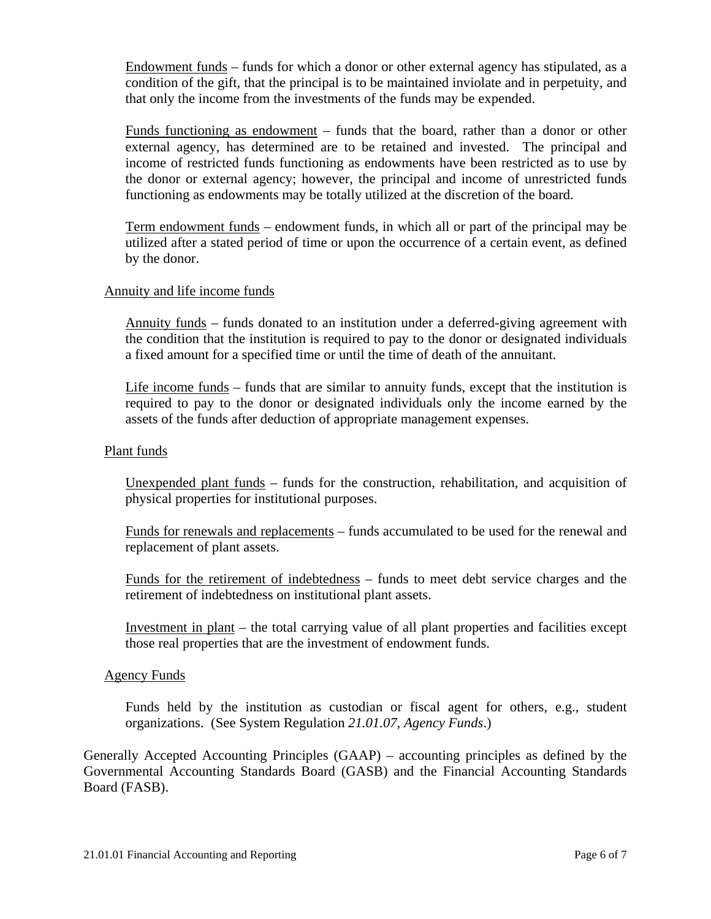<u>Endowment funds</u> – funds for which a donor or other external agency has stipulated, as a condition of the gift, that the principal is to be maintained inviolate and in perpetuity, and that only the income from the investments of the funds may be expended.

<u>Funds functioning as endowment</u> – funds that the board, rather than a donor or other external agency, has determined are to be retained and invested. The principal and income of restricted funds functioning as endowments have been restricted as to use by the donor or external agency; however, the principal and income of unrestricted funds functioning as endowments may be totally utilized at the discretion of the board.

<u>Term endowment funds</u> – endowment funds, in which all or part of the principal may be utilized after a stated period of time or upon the occurrence of a certain event, as defined by the donor.

<u>Annuity and life income funds</u>

<u>Annuity funds</u> – funds donated to an institution under a deferred-giving agreement with the condition that the institution is required to pay to the donor or designated individuals a fixed amount for a specified time or until the time of death of the annuitant.

<u>Life income funds</u> – funds that are similar to annuity funds, except that the institution is required to pay to the donor or designated individuals only the income earned by the assets of the funds after deduction of appropriate management expenses.

<u>Plant funds</u>

<u>Unexpended plant funds</u> – funds for the construction, rehabilitation, and acquisition of physical properties for institutional purposes.

<u>Funds for renewals and replacements</u> – funds accumulated to be used for the renewal and replacement of plant assets.

<u>Funds for the retirement of indebtedness</u> – funds to meet debt service charges and the retirement of indebtedness on institutional plant assets.

<u>Investment in plant</u> – the total carrying value of all plant properties and facilities except those real properties that are the investment of endowment funds.

<u>Agency Funds</u>

Funds held by the institution as custodian or fiscal agent for others, e.g., student organizations. (See System Regulation *21.01.07, Agency Funds*.)

Generally Accepted Accounting Principles (GAAP) – accounting principles as defined by the Governmental Accounting Standards Board (GASB) and the Financial Accounting Standards Board (FASB).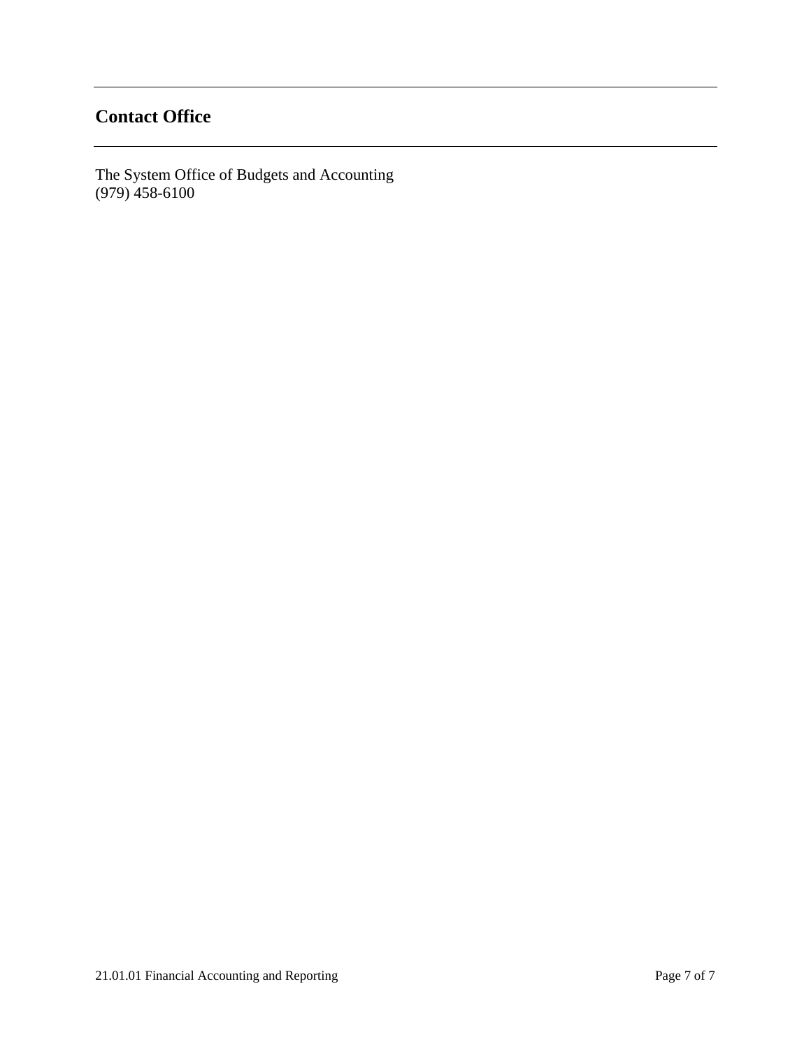## Contact Office

The System Office of Budgets and Accounting
(979) 458-6100